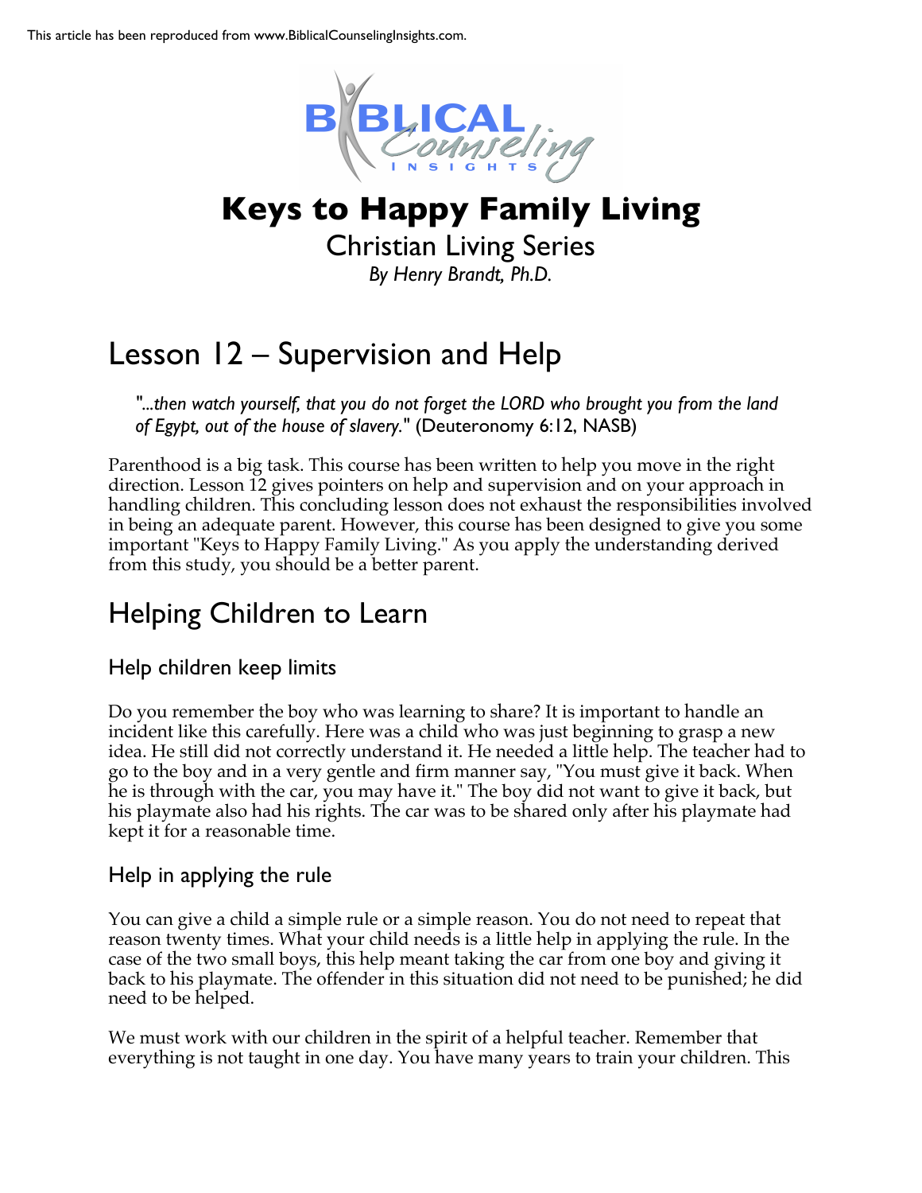This article has been reproduced from www.BiblicalCounselingInsights.com.

# Keys to Happy Family Living

Christian Living Series

*By Henry Brandt, Ph.D.*

## Lesson 12 – Supervision and Help

*"...then watch yourself, that you do not forget the LORD who brought you from the land of Egypt, out of the house of slavery."* (Deuteronomy 6:12, NASB)

Parenthood is a big task. This course has been written to help you move in the right direction. Lesson 12 gives pointers on help and supervision and on your approach in handling children. This concluding lesson does not exhaust the responsibilities involved in being an adequate parent. However, this course has been designed to give you some important "Keys to Happy Family Living." As you apply the understanding derived from this study, you should be a better parent.

## Helping Children to Learn

### Help children keep limits

Do you remember the boy who was learning to share? It is important to handle an incident like this carefully. Here was a child who was just beginning to grasp a new idea. He still did not correctly understand it. He needed a little help. The teacher had to go to the boy and in a very gentle and firm manner say, "You must give it back. When he is through with the car, you may have it." The boy did not want to give it back, but his playmate also had his rights. The car was to be shared only after his playmate had kept it for a reasonable time.

### Help in applying the rule

You can give a child a simple rule or a simple reason. You do not need to repeat that reason twenty times. What your child needs is a little help in applying the rule. In the case of the two small boys, this help meant taking the car from one boy and giving it back to his playmate. The offender in this situation did not need to be punished; he did need to be helped.

We must work with our children in the spirit of a helpful teacher. Remember that everything is not taught in one day. You have many years to train your children. This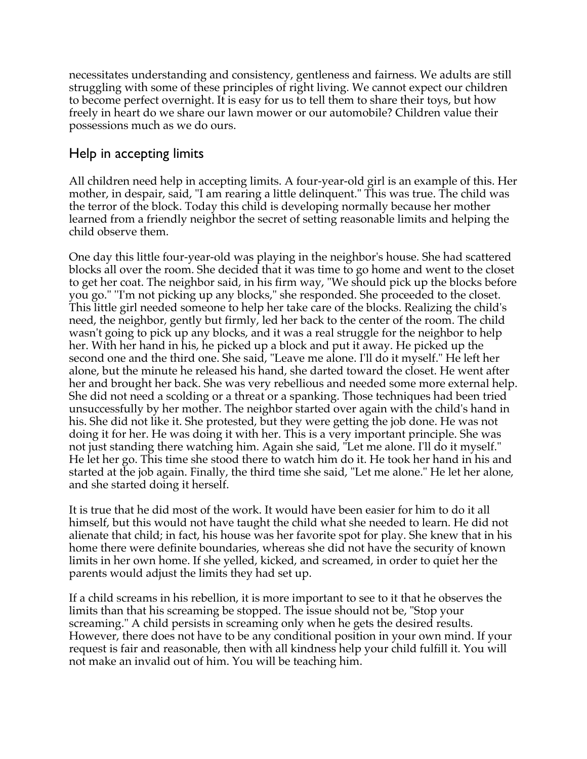necessitates understanding and consistency, gentleness and fairness. We adults are still struggling with some of these principles of right living. We cannot expect our children to become perfect overnight. It is easy for us to tell them to share their toys, but how freely in heart do we share our lawn mower or our automobile? Children value their possessions much as we do ours.

## Help in accepting limits

All children need help in accepting limits. A four-year-old girl is an example of this. Her mother, in despair, said, "I am rearing a little delinquent." This was true. The child was the terror of the block. Today this child is developing normally because her mother learned from a friendly neighbor the secret of setting reasonable limits and helping the child observe them.

One day this little four-year-old was playing in the neighbor's house. She had scattered blocks all over the room. She decided that it was time to go home and went to the closet to get her coat. The neighbor said, in his firm way, "We should pick up the blocks before you go." "I'm not picking up any blocks," she responded. She proceeded to the closet. This little girl needed someone to help her take care of the blocks. Realizing the child's need, the neighbor, gently but firmly, led her back to the center of the room. The child wasn't going to pick up any blocks, and it was a real struggle for the neighbor to help her. With her hand in his, he picked up a block and put it away. He picked up the second one and the third one. She said, "Leave me alone. I'll do it myself." He left her alone, but the minute he released his hand, she darted toward the closet. He went after her and brought her back. She was very rebellious and needed some more external help. She did not need a scolding or a threat or a spanking. Those techniques had been tried unsuccessfully by her mother. The neighbor started over again with the child's hand in his. She did not like it. She protested, but they were getting the job done. He was not doing it for her. He was doing it with her. This is a very important principle. She was not just standing there watching him. Again she said, "Let me alone. I'll do it myself." He let her go. This time she stood there to watch him do it. He took her hand in his and started at the job again. Finally, the third time she said, "Let me alone." He let her alone, and she started doing it herself.

It is true that he did most of the work. It would have been easier for him to do it all himself, but this would not have taught the child what she needed to learn. He did not alienate that child; in fact, his house was her favorite spot for play. She knew that in his home there were definite boundaries, whereas she did not have the security of known limits in her own home. If she yelled, kicked, and screamed, in order to quiet her the parents would adjust the limits they had set up.

If a child screams in his rebellion, it is more important to see to it that he observes the limits than that his screaming be stopped. The issue should not be, "Stop your screaming." A child persists in screaming only when he gets the desired results. However, there does not have to be any conditional position in your own mind. If your request is fair and reasonable, then with all kindness help your child fulfill it. You will not make an invalid out of him. You will be teaching him.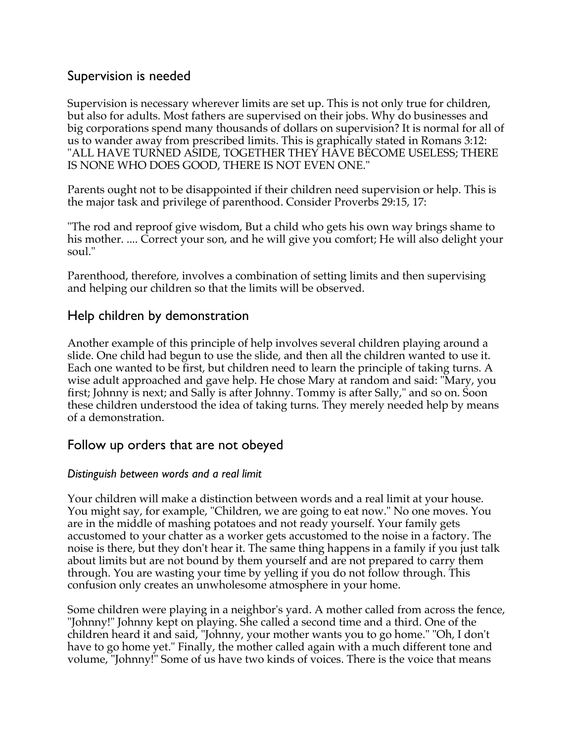## Supervision is needed

Supervision is necessary wherever limits are set up. This is not only true for children, but also for adults. Most fathers are supervised on their jobs. Why do businesses and big corporations spend many thousands of dollars on supervision? It is normal for all of us to wander away from prescribed limits. This is graphically stated in Romans 3:12: "ALL HAVE TURNED ASIDE, TOGETHER THEY HAVE BECOME USELESS; THERE IS NONE WHO DOES GOOD, THERE IS NOT EVEN ONE."

Parents ought not to be disappointed if their children need supervision or help. This is the major task and privilege of parenthood. Consider Proverbs 29:15, 17:

"The rod and reproof give wisdom, But a child who gets his own way brings shame to his mother. .... Correct your son, and he will give you comfort; He will also delight your soul."

Parenthood, therefore, involves a combination of setting limits and then supervising and helping our children so that the limits will be observed.

## Help children by demonstration

Another example of this principle of help involves several children playing around a slide. One child had begun to use the slide, and then all the children wanted to use it. Each one wanted to be first, but children need to learn the principle of taking turns. A wise adult approached and gave help. He chose Mary at random and said: "Mary, you first; Johnny is next; and Sally is after Johnny. Tommy is after Sally," and so on. Soon these children understood the idea of taking turns. They merely needed help by means of a demonstration.

## Follow up orders that are not obeyed

### *Distinguish between words and a real limit*

Your children will make a distinction between words and a real limit at your house. You might say, for example, "Children, we are going to eat now." No one moves. You are in the middle of mashing potatoes and not ready yourself. Your family gets accustomed to your chatter as a worker gets accustomed to the noise in a factory. The noise is there, but they don't hear it. The same thing happens in a family if you just talk about limits but are not bound by them yourself and are not prepared to carry them through. You are wasting your time by yelling if you do not follow through. This confusion only creates an unwholesome atmosphere in your home.

Some children were playing in a neighbor's yard. A mother called from across the fence, "Johnny!" Johnny kept on playing. She called a second time and a third. One of the children heard it and said, "Johnny, your mother wants you to go home." "Oh, I don't have to go home yet." Finally, the mother called again with a much different tone and volume, "Johnny!" Some of us have two kinds of voices. There is the voice that means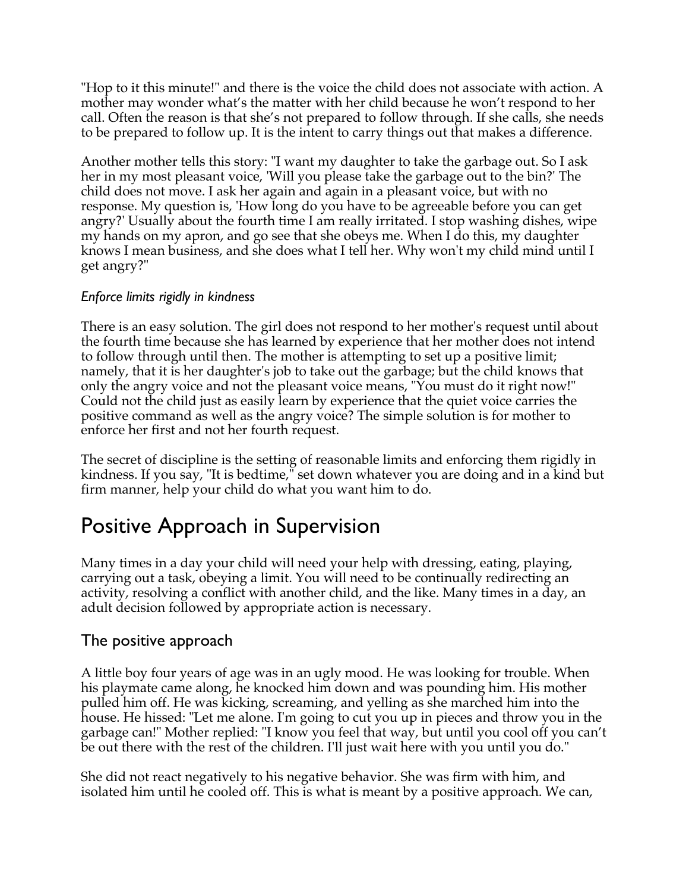"Hop to it this minute!" and there is the voice the child does not associate with action. A mother may wonder what's the matter with her child because he won't respond to her call. Often the reason is that she's not prepared to follow through. If she calls, she needs to be prepared to follow up. It is the intent to carry things out that makes a difference.

Another mother tells this story: "I want my daughter to take the garbage out. So I ask her in my most pleasant voice, 'Will you please take the garbage out to the bin?' The child does not move. I ask her again and again in a pleasant voice, but with no response. My question is, 'How long do you have to be agreeable before you can get angry?' Usually about the fourth time I am really irritated. I stop washing dishes, wipe my hands on my apron, and go see that she obeys me. When I do this, my daughter knows I mean business, and she does what I tell her. Why won't my child mind until I get angry?"

*Enforce limits rigidly in kindness*

There is an easy solution. The girl does not respond to her mother's request until about the fourth time because she has learned by experience that her mother does not intend to follow through until then. The mother is attempting to set up a positive limit; namely, that it is her daughter's job to take out the garbage; but the child knows that only the angry voice and not the pleasant voice means, "You must do it right now!" Could not the child just as easily learn by experience that the quiet voice carries the positive command as well as the angry voice? The simple solution is for mother to enforce her first and not her fourth request.

The secret of discipline is the setting of reasonable limits and enforcing them rigidly in kindness. If you say, "It is bedtime," set down whatever you are doing and in a kind but firm manner, help your child do what you want him to do.

# Positive Approach in Supervision

Many times in a day your child will need your help with dressing, eating, playing, carrying out a task, obeying a limit. You will need to be continually redirecting an activity, resolving a conflict with another child, and the like. Many times in a day, an adult decision followed by appropriate action is necessary.

## The positive approach

A little boy four years of age was in an ugly mood. He was looking for trouble. When his playmate came along, he knocked him down and was pounding him. His mother pulled him off. He was kicking, screaming, and yelling as she marched him into the house. He hissed: "Let me alone. I'm going to cut you up in pieces and throw you in the garbage can!" Mother replied: "I know you feel that way, but until you cool off you can't be out there with the rest of the children. I'll just wait here with you until you do."

She did not react negatively to his negative behavior. She was firm with him, and isolated him until he cooled off. This is what is meant by a positive approach. We can,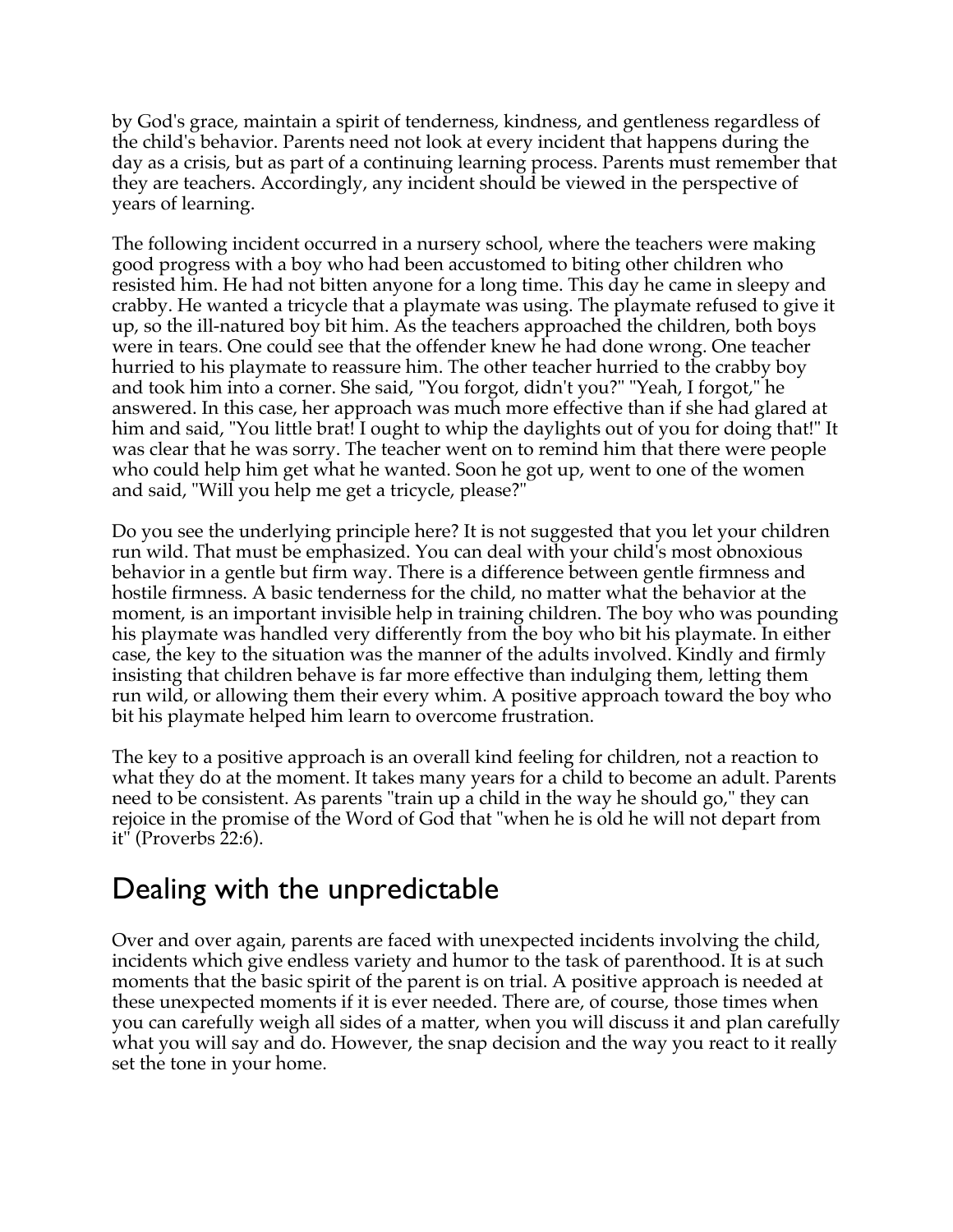by God's grace, maintain a spirit of tenderness, kindness, and gentleness regardless of the child's behavior. Parents need not look at every incident that happens during the day as a crisis, but as part of a continuing learning process. Parents must remember that they are teachers. Accordingly, any incident should be viewed in the perspective of years of learning.

The following incident occurred in a nursery school, where the teachers were making good progress with a boy who had been accustomed to biting other children who resisted him. He had not bitten anyone for a long time. This day he came in sleepy and crabby. He wanted a tricycle that a playmate was using. The playmate refused to give it up, so the ill-natured boy bit him. As the teachers approached the children, both boys were in tears. One could see that the offender knew he had done wrong. One teacher hurried to his playmate to reassure him. The other teacher hurried to the crabby boy and took him into a corner. She said, "You forgot, didn't you?" "Yeah, I forgot," he answered. In this case, her approach was much more effective than if she had glared at him and said, "You little brat! I ought to whip the daylights out of you for doing that!" It was clear that he was sorry. The teacher went on to remind him that there were people who could help him get what he wanted. Soon he got up, went to one of the women and said, "Will you help me get a tricycle, please?"

Do you see the underlying principle here? It is not suggested that you let your children run wild. That must be emphasized. You can deal with your child's most obnoxious behavior in a gentle but firm way. There is a difference between gentle firmness and hostile firmness. A basic tenderness for the child, no matter what the behavior at the moment, is an important invisible help in training children. The boy who was pounding his playmate was handled very differently from the boy who bit his playmate. In either case, the key to the situation was the manner of the adults involved. Kindly and firmly insisting that children behave is far more effective than indulging them, letting them run wild, or allowing them their every whim. A positive approach toward the boy who bit his playmate helped him learn to overcome frustration.

The key to a positive approach is an overall kind feeling for children, not a reaction to what they do at the moment. It takes many years for a child to become an adult. Parents need to be consistent. As parents "train up a child in the way he should go," they can rejoice in the promise of the Word of God that "when he is old he will not depart from it" (Proverbs 22:6).

## Dealing with the unpredictable

Over and over again, parents are faced with unexpected incidents involving the child, incidents which give endless variety and humor to the task of parenthood. It is at such moments that the basic spirit of the parent is on trial. A positive approach is needed at these unexpected moments if it is ever needed. There are, of course, those times when you can carefully weigh all sides of a matter, when you will discuss it and plan carefully what you will say and do. However, the snap decision and the way you react to it really set the tone in your home.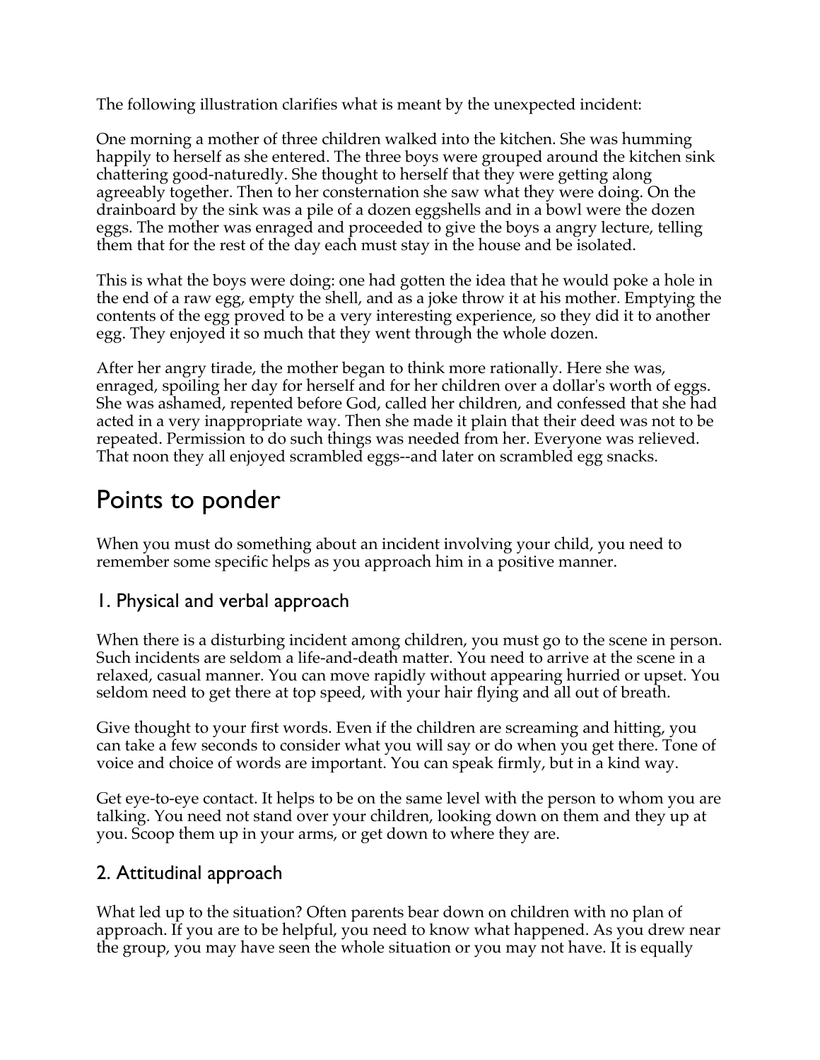The following illustration clarifies what is meant by the unexpected incident:

One morning a mother of three children walked into the kitchen. She was humming happily to herself as she entered. The three boys were grouped around the kitchen sink chattering good-naturedly. She thought to herself that they were getting along agreeably together. Then to her consternation she saw what they were doing. On the drainboard by the sink was a pile of a dozen eggshells and in a bowl were the dozen eggs. The mother was enraged and proceeded to give the boys a angry lecture, telling them that for the rest of the day each must stay in the house and be isolated.

This is what the boys were doing: one had gotten the idea that he would poke a hole in the end of a raw egg, empty the shell, and as a joke throw it at his mother. Emptying the contents of the egg proved to be a very interesting experience, so they did it to another egg. They enjoyed it so much that they went through the whole dozen.

After her angry tirade, the mother began to think more rationally. Here she was, enraged, spoiling her day for herself and for her children over a dollar's worth of eggs. She was ashamed, repented before God, called her children, and confessed that she had acted in a very inappropriate way. Then she made it plain that their deed was not to be repeated. Permission to do such things was needed from her. Everyone was relieved. That noon they all enjoyed scrambled eggs--and later on scrambled egg snacks.

# Points to ponder

When you must do something about an incident involving your child, you need to remember some specific helps as you approach him in a positive manner.

## 1. Physical and verbal approach

When there is a disturbing incident among children, you must go to the scene in person. Such incidents are seldom a life-and-death matter. You need to arrive at the scene in a relaxed, casual manner. You can move rapidly without appearing hurried or upset. You seldom need to get there at top speed, with your hair flying and all out of breath.

Give thought to your first words. Even if the children are screaming and hitting, you can take a few seconds to consider what you will say or do when you get there. Tone of voice and choice of words are important. You can speak firmly, but in a kind way.

Get eye-to-eye contact. It helps to be on the same level with the person to whom you are talking. You need not stand over your children, looking down on them and they up at you. Scoop them up in your arms, or get down to where they are.

## 2. Attitudinal approach

What led up to the situation? Often parents bear down on children with no plan of approach. If you are to be helpful, you need to know what happened. As you drew near the group, you may have seen the whole situation or you may not have. It is equally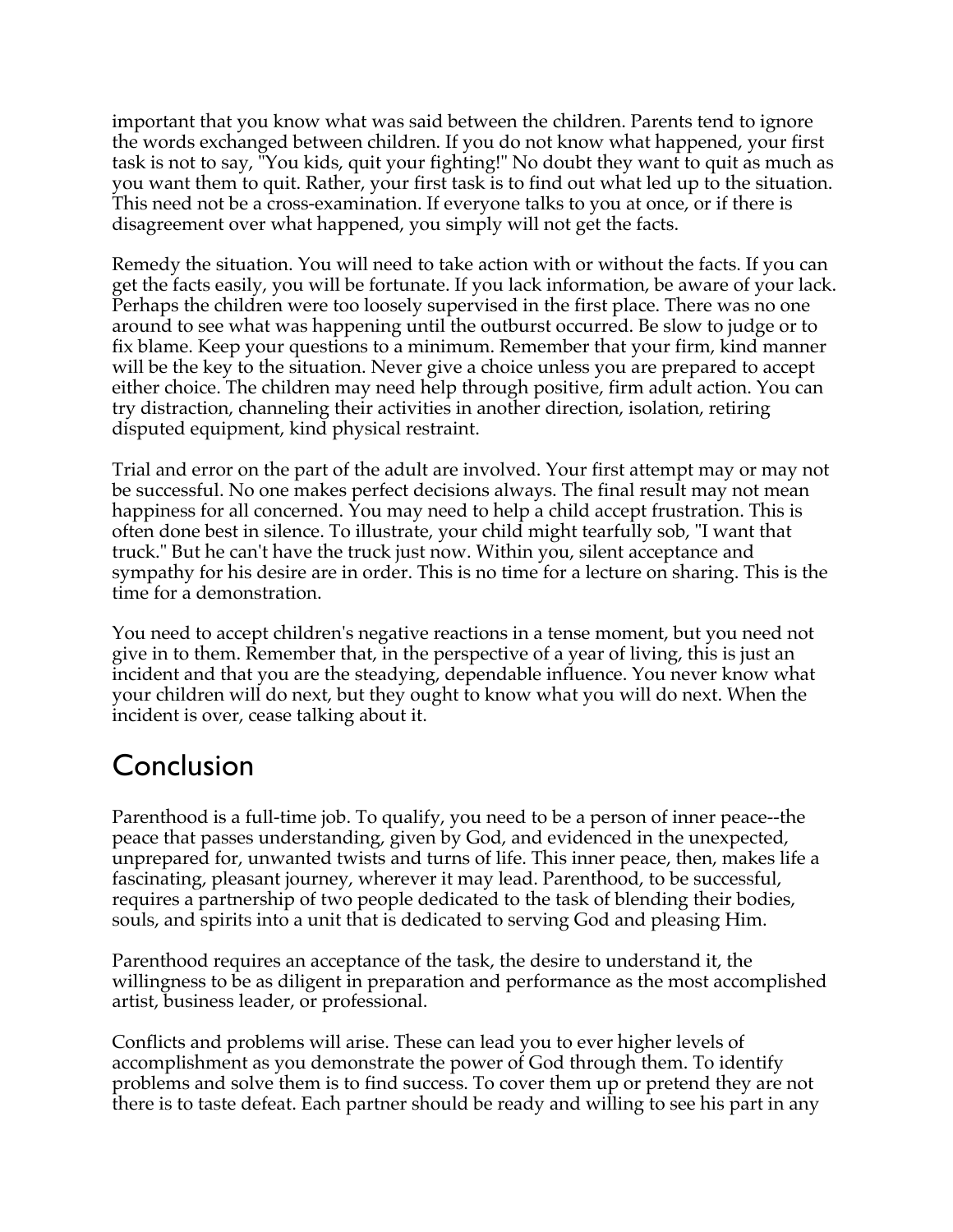important that you know what was said between the children. Parents tend to ignore the words exchanged between children. If you do not know what happened, your first task is not to say, "You kids, quit your fighting!" No doubt they want to quit as much as you want them to quit. Rather, your first task is to find out what led up to the situation. This need not be a cross-examination. If everyone talks to you at once, or if there is disagreement over what happened, you simply will not get the facts.

Remedy the situation. You will need to take action with or without the facts. If you can get the facts easily, you will be fortunate. If you lack information, be aware of your lack. Perhaps the children were too loosely supervised in the first place. There was no one around to see what was happening until the outburst occurred. Be slow to judge or to fix blame. Keep your questions to a minimum. Remember that your firm, kind manner will be the key to the situation. Never give a choice unless you are prepared to accept either choice. The children may need help through positive, firm adult action. You can try distraction, channeling their activities in another direction, isolation, retiring disputed equipment, kind physical restraint.

Trial and error on the part of the adult are involved. Your first attempt may or may not be successful. No one makes perfect decisions always. The final result may not mean happiness for all concerned. You may need to help a child accept frustration. This is often done best in silence. To illustrate, your child might tearfully sob, "I want that truck." But he can't have the truck just now. Within you, silent acceptance and sympathy for his desire are in order. This is no time for a lecture on sharing. This is the time for a demonstration.

You need to accept children's negative reactions in a tense moment, but you need not give in to them. Remember that, in the perspective of a year of living, this is just an incident and that you are the steadying, dependable influence. You never know what your children will do next, but they ought to know what you will do next. When the incident is over, cease talking about it.

## Conclusion

Parenthood is a full-time job. To qualify, you need to be a person of inner peace--the peace that passes understanding, given by God, and evidenced in the unexpected, unprepared for, unwanted twists and turns of life. This inner peace, then, makes life a fascinating, pleasant journey, wherever it may lead. Parenthood, to be successful, requires a partnership of two people dedicated to the task of blending their bodies, souls, and spirits into a unit that is dedicated to serving God and pleasing Him.

Parenthood requires an acceptance of the task, the desire to understand it, the willingness to be as diligent in preparation and performance as the most accomplished artist, business leader, or professional.

Conflicts and problems will arise. These can lead you to ever higher levels of accomplishment as you demonstrate the power of God through them. To identify problems and solve them is to find success. To cover them up or pretend they are not there is to taste defeat. Each partner should be ready and willing to see his part in any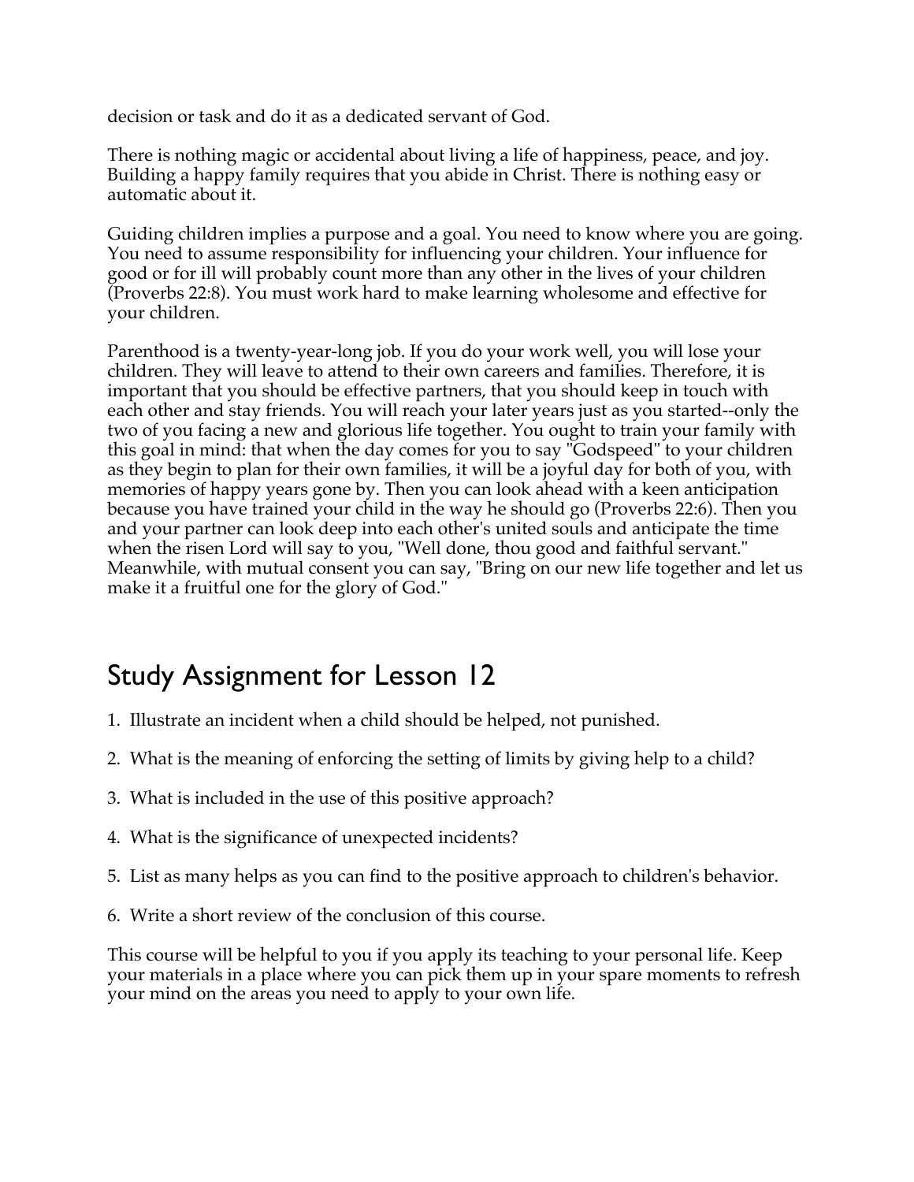decision or task and do it as a dedicated servant of God.

There is nothing magic or accidental about living a life of happiness, peace, and joy. Building a happy family requires that you abide in Christ. There is nothing easy or automatic about it.

Guiding children implies a purpose and a goal. You need to know where you are going. You need to assume responsibility for influencing your children. Your influence for good or for ill will probably count more than any other in the lives of your children (Proverbs 22:8). You must work hard to make learning wholesome and effective for your children.

Parenthood is a twenty-year-long job. If you do your work well, you will lose your children. They will leave to attend to their own careers and families. Therefore, it is important that you should be effective partners, that you should keep in touch with each other and stay friends. You will reach your later years just as you started--only the two of you facing a new and glorious life together. You ought to train your family with this goal in mind: that when the day comes for you to say "Godspeed" to your children as they begin to plan for their own families, it will be a joyful day for both of you, with memories of happy years gone by. Then you can look ahead with a keen anticipation because you have trained your child in the way he should go (Proverbs 22:6). Then you and your partner can look deep into each other's united souls and anticipate the time when the risen Lord will say to you, "Well done, thou good and faithful servant." Meanwhile, with mutual consent you can say, "Bring on our new life together and let us make it a fruitful one for the glory of God."

## Study Assignment for Lesson 12

1. Illustrate an incident when a child should be helped, not punished.
2. What is the meaning of enforcing the setting of limits by giving help to a child?
3. What is included in the use of this positive approach?
4. What is the significance of unexpected incidents?
5. List as many helps as you can find to the positive approach to children's behavior.
6. Write a short review of the conclusion of this course.

This course will be helpful to you if you apply its teaching to your personal life. Keep your materials in a place where you can pick them up in your spare moments to refresh your mind on the areas you need to apply to your own life.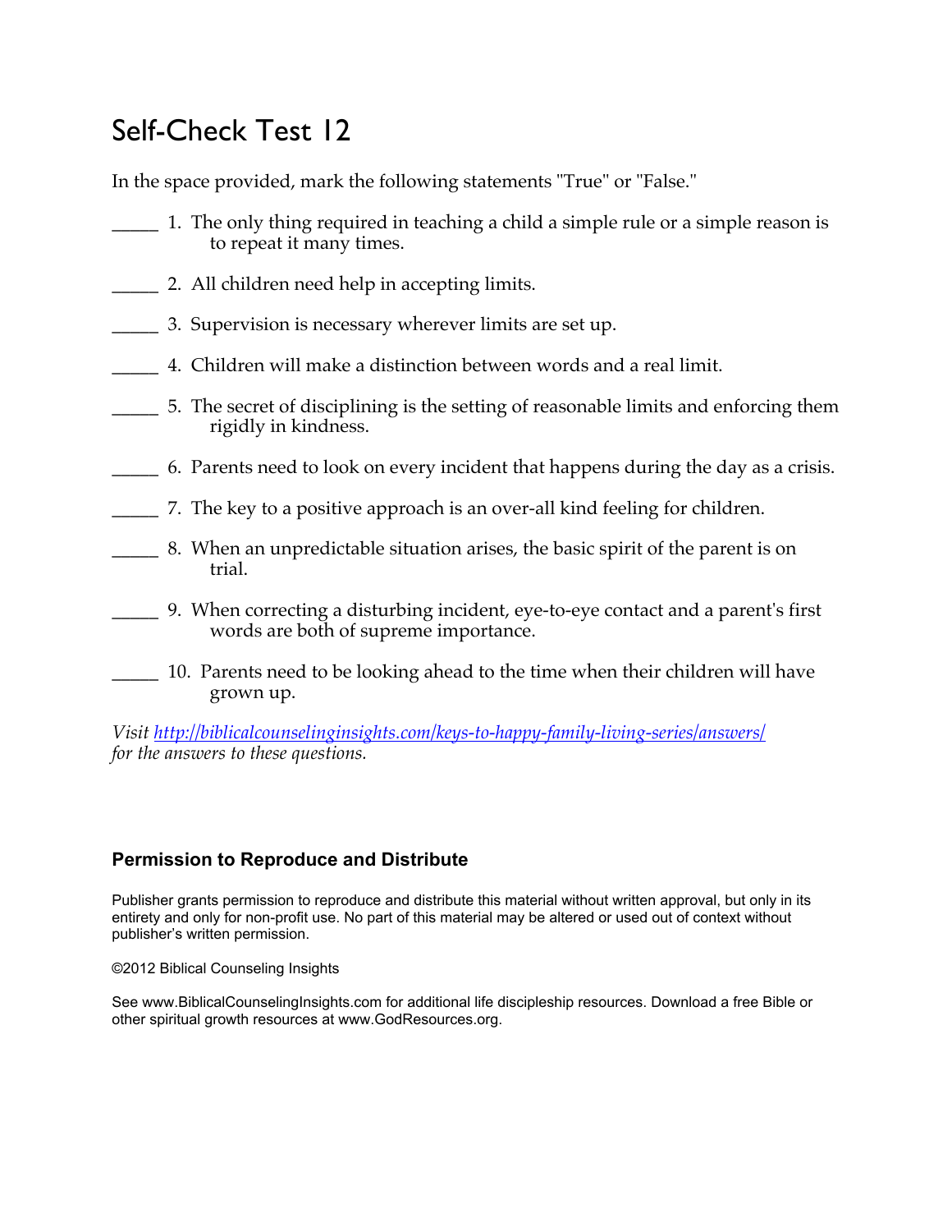# Self-Check Test 12

In the space provided, mark the following statements "True" or "False."

_____ 1. The only thing required in teaching a child a simple rule or a simple reason is to repeat it many times.

_____ 2. All children need help in accepting limits.

_____ 3. Supervision is necessary wherever limits are set up.

_____ 4. Children will make a distinction between words and a real limit.

_____ 5. The secret of disciplining is the setting of reasonable limits and enforcing them rigidly in kindness.

_____ 6. Parents need to look on every incident that happens during the day as a crisis.

_____ 7. The key to a positive approach is an over-all kind feeling for children.

_____ 8. When an unpredictable situation arises, the basic spirit of the parent is on trial.

_____ 9. When correcting a disturbing incident, eye-to-eye contact and a parent's first words are both of supreme importance.

_____ 10. Parents need to be looking ahead to the time when their children will have grown up.

*Visit [http://biblicalcounselinginsights.com/keys-to-happy-family-living-series/answers/](http://biblicalcounselinginsights.com/keys-to-happy-family-living-series/answers/) for the answers to these questions.*

### Permission to Reproduce and Distribute

Publisher grants permission to reproduce and distribute this material without written approval, but only in its entirety and only for non-profit use. No part of this material may be altered or used out of context without publisher's written permission.

©2012 Biblical Counseling Insights

See www.BiblicalCounselingInsights.com for additional life discipleship resources. Download a free Bible or other spiritual growth resources at www.GodResources.org.